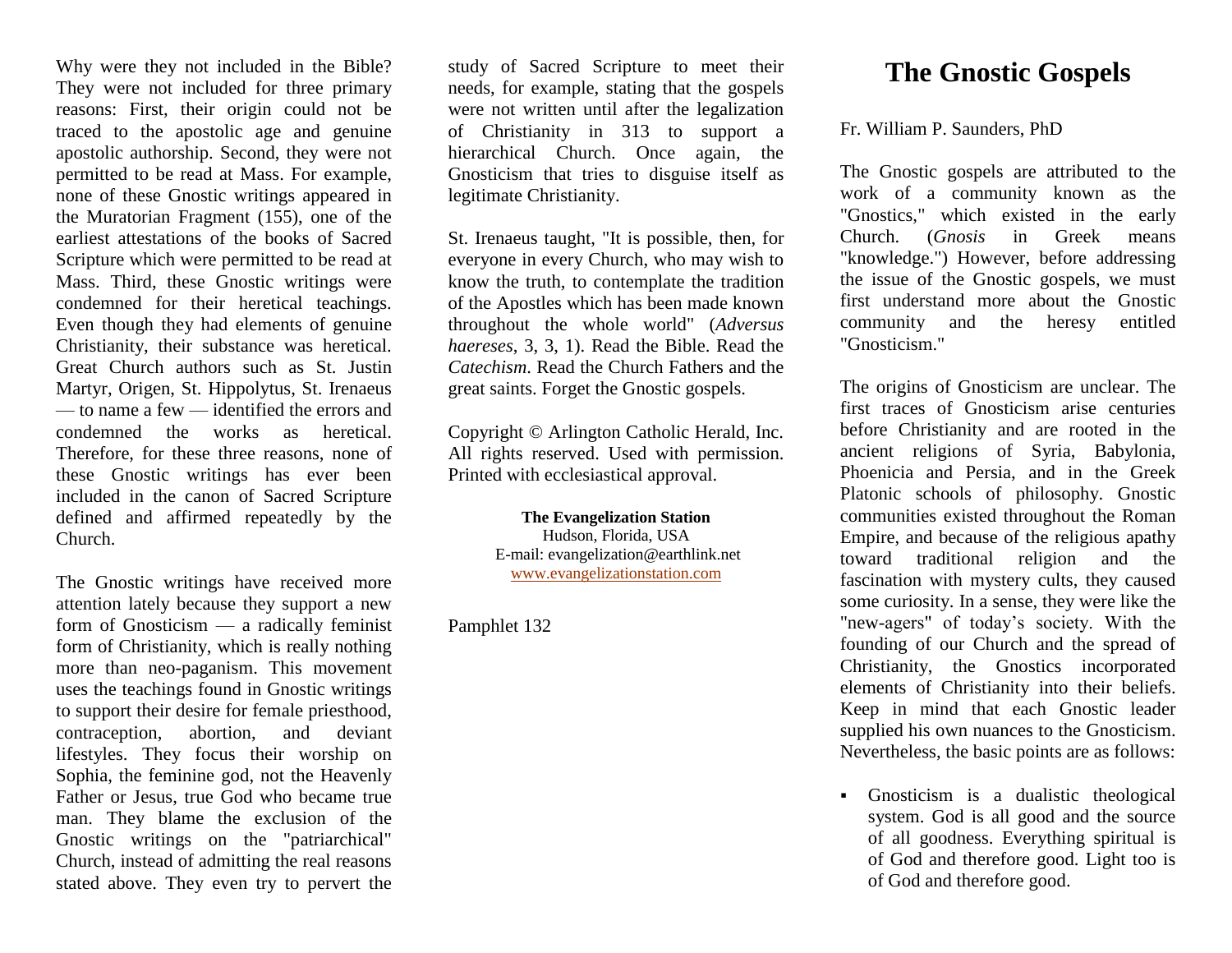Why were they not included in the Bible? They were not included for three primary reasons: First, their origin could not be traced to the apostolic age and genuine apostolic authorship. Second, they were not permitted to be read at Mass. For example, none of these Gnostic writings appeared in the Muratorian Fragment (155), one of the earliest attestations of the books of Sacred Scripture which were permitted to be read at Mass. Third, these Gnostic writings were condemned for their heretical teachings. Even though they had elements of genuine Christianity, their substance was heretical. Great Church authors such as St. Justin Martyr, Origen, St. Hippolytus, St. Irenaeus — to name a few — identified the errors and condemned the works as heretical. Therefore, for these three reasons, none of these Gnostic writings has ever been included in the canon of Sacred Scripture defined and affirmed repeatedly by the Church.

The Gnostic writings have received more attention lately because they support a new form of Gnosticism — a radically feminist form of Christianity, which is really nothing more than neo-paganism. This movement uses the teachings found in Gnostic writings to support their desire for female priesthood, contraception, abortion, and deviant lifestyles. They focus their worship on Sophia, the feminine god, not the Heavenly Father or Jesus, true God who became true man. They blame the exclusion of the Gnostic writings on the "patriarchical" Church, instead of admitting the real reasons stated above. They even try to pervert the study of Sacred Scripture to meet their needs, for example, stating that the gospels were not written until after the legalization of Christianity in 313 to support a hierarchical Church. Once again, the Gnosticism that tries to disguise itself as legitimate Christianity.

St. Irenaeus taught, "It is possible, then, for everyone in every Church, who may wish to know the truth, to contemplate the tradition of the Apostles which has been made known throughout the whole world" (*Adversus haereses*, 3, 3, 1). Read the Bible. Read the *Catechism*. Read the Church Fathers and the great saints. Forget the Gnostic gospels.

Copyright © Arlington Catholic Herald, Inc. All rights reserved. Used with permission. Printed with ecclesiastical approval.

**The Evangelization Station**
Hudson, Florida, USA
E-mail: evangelization@earthlink.net
www.evangelizationstation.com

Pamphlet 132

# The Gnostic Gospels

Fr. William P. Saunders, PhD

The Gnostic gospels are attributed to the work of a community known as the "Gnostics," which existed in the early Church. (*Gnosis* in Greek means "knowledge.") However, before addressing the issue of the Gnostic gospels, we must first understand more about the Gnostic community and the heresy entitled "Gnosticism."

The origins of Gnosticism are unclear. The first traces of Gnosticism arise centuries before Christianity and are rooted in the ancient religions of Syria, Babylonia, Phoenicia and Persia, and in the Greek Platonic schools of philosophy. Gnostic communities existed throughout the Roman Empire, and because of the religious apathy toward traditional religion and the fascination with mystery cults, they caused some curiosity. In a sense, they were like the "new-agers" of today's society. With the founding of our Church and the spread of Christianity, the Gnostics incorporated elements of Christianity into their beliefs. Keep in mind that each Gnostic leader supplied his own nuances to the Gnosticism. Nevertheless, the basic points are as follows:

- Gnosticism is a dualistic theological system. God is all good and the source of all goodness. Everything spiritual is of God and therefore good. Light too is of God and therefore good.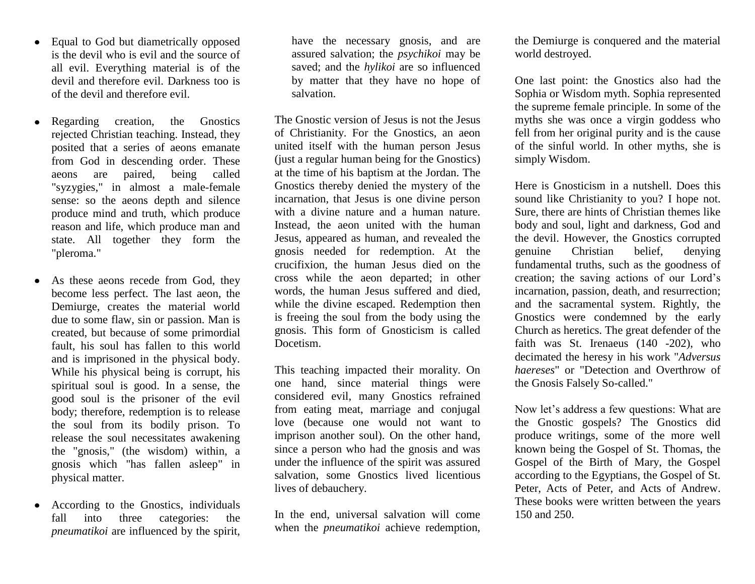- Equal to God but diametrically opposed is the devil who is evil and the source of all evil. Everything material is of the devil and therefore evil. Darkness too is of the devil and therefore evil.

- Regarding creation, the Gnostics rejected Christian teaching. Instead, they posited that a series of aeons emanate from God in descending order. These aeons are paired, being called "syzygies," in almost a male-female sense: so the aeons depth and silence produce mind and truth, which produce reason and life, which produce man and state. All together they form the "pleroma."

- As these aeons recede from God, they become less perfect. The last aeon, the Demiurge, creates the material world due to some flaw, sin or passion. Man is created, but because of some primordial fault, his soul has fallen to this world and is imprisoned in the physical body. While his physical being is corrupt, his spiritual soul is good. In a sense, the good soul is the prisoner of the evil body; therefore, redemption is to release the soul from its bodily prison. To release the soul necessitates awakening the "gnosis," (the wisdom) within, a gnosis which "has fallen asleep" in physical matter.

- According to the Gnostics, individuals fall into three categories: the *pneumatikoi* are influenced by the spirit, have the necessary gnosis, and are assured salvation; the *psychikoi* may be saved; and the *hylikoi* are so influenced by matter that they have no hope of salvation.

The Gnostic version of Jesus is not the Jesus of Christianity. For the Gnostics, an aeon united itself with the human person Jesus (just a regular human being for the Gnostics) at the time of his baptism at the Jordan. The Gnostics thereby denied the mystery of the incarnation, that Jesus is one divine person with a divine nature and a human nature. Instead, the aeon united with the human Jesus, appeared as human, and revealed the gnosis needed for redemption. At the crucifixion, the human Jesus died on the cross while the aeon departed; in other words, the human Jesus suffered and died, while the divine escaped. Redemption then is freeing the soul from the body using the gnosis. This form of Gnosticism is called Docetism.

This teaching impacted their morality. On one hand, since material things were considered evil, many Gnostics refrained from eating meat, marriage and conjugal love (because one would not want to imprison another soul). On the other hand, since a person who had the gnosis and was under the influence of the spirit was assured salvation, some Gnostics lived licentious lives of debauchery.

In the end, universal salvation will come when the *pneumatikoi* achieve redemption, the Demiurge is conquered and the material world destroyed.

One last point: the Gnostics also had the Sophia or Wisdom myth. Sophia represented the supreme female principle. In some of the myths she was once a virgin goddess who fell from her original purity and is the cause of the sinful world. In other myths, she is simply Wisdom.

Here is Gnosticism in a nutshell. Does this sound like Christianity to you? I hope not. Sure, there are hints of Christian themes like body and soul, light and darkness, God and the devil. However, the Gnostics corrupted genuine Christian belief, denying fundamental truths, such as the goodness of creation; the saving actions of our Lord's incarnation, passion, death, and resurrection; and the sacramental system. Rightly, the Gnostics were condemned by the early Church as heretics. The great defender of the faith was St. Irenaeus (140 -202), who decimated the heresy in his work "*Adversus haereses*" or "Detection and Overthrow of the Gnosis Falsely So-called."

Now let's address a few questions: What are the Gnostic gospels? The Gnostics did produce writings, some of the more well known being the Gospel of St. Thomas, the Gospel of the Birth of Mary, the Gospel according to the Egyptians, the Gospel of St. Peter, Acts of Peter, and Acts of Andrew. These books were written between the years 150 and 250.